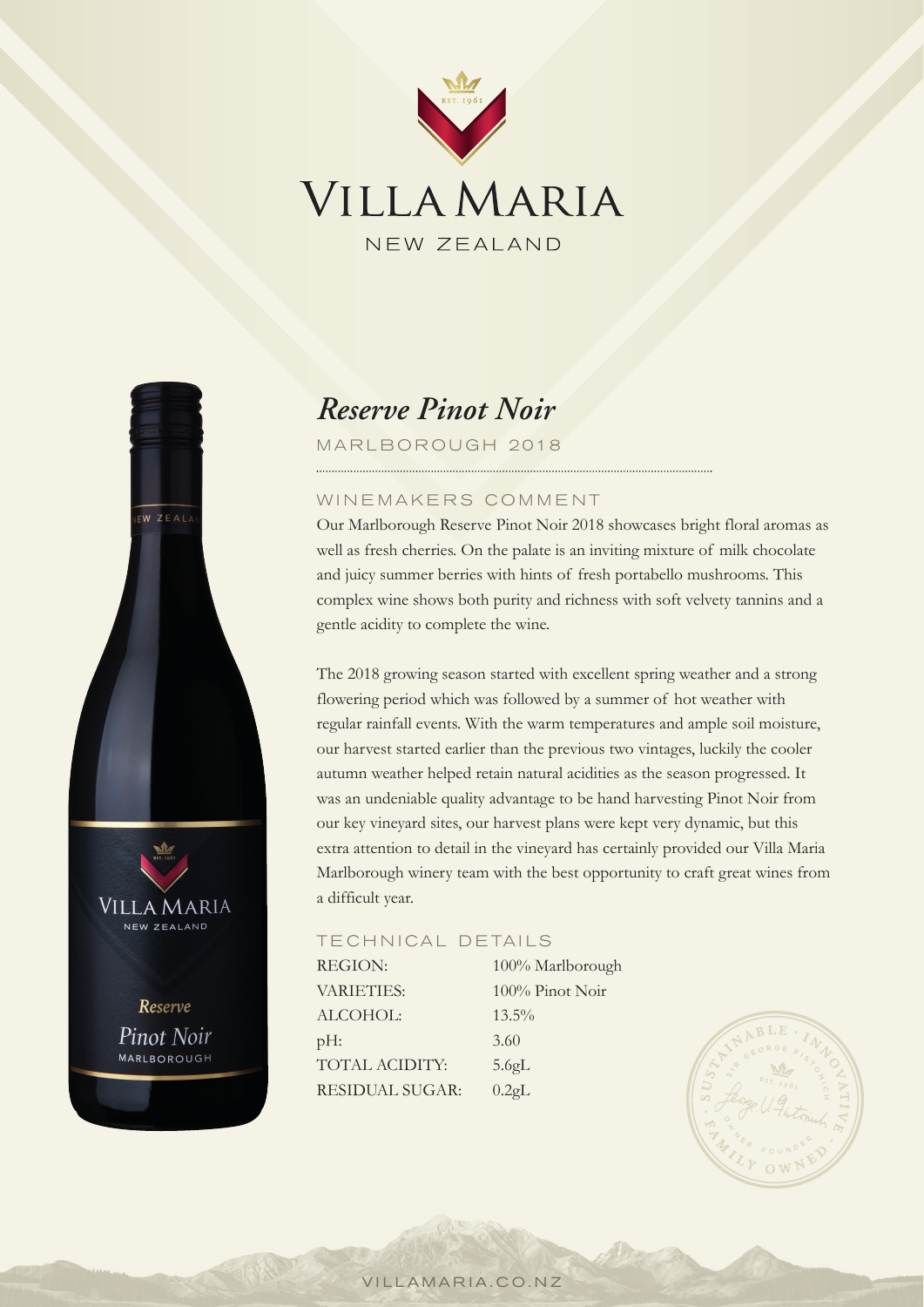# VILLA MARIA

NEW ZEALAND

## *Reserve Pinot Noir*

MARLBOROUGH 2018

### WINEMAKERS COMMENT

Our Marlborough Reserve Pinot Noir 2018 showcases bright floral aromas as well as fresh cherries. On the palate is an inviting mixture of milk chocolate and juicy summer berries with hints of fresh portabello mushrooms. This complex wine shows both purity and richness with soft velvety tannins and a gentle acidity to complete the wine.

The 2018 growing season started with excellent spring weather and a strong flowering period which was followed by a summer of hot weather with regular rainfall events. With the warm temperatures and ample soil moisture, our harvest started earlier than the previous two vintages, luckily the cooler autumn weather helped retain natural acidities as the season progressed. It was an undeniable quality advantage to be hand harvesting Pinot Noir from our key vineyard sites, our harvest plans were kept very dynamic, but this extra attention to detail in the vineyard has certainly provided our Villa Maria Marlborough winery team with the best opportunity to craft great wines from a difficult year.

### TECHNICAL DETAILS

| | |
|---|---|
| REGION: | 100% Marlborough |
| VARIETIES: | 100% Pinot Noir |
| ALCOHOL: | 13.5% |
| pH: | 3.60 |
| TOTAL ACIDITY: | 5.6gL |
| RESIDUAL SUGAR: | 0.2gL |

VILLAMARIA.CO.NZ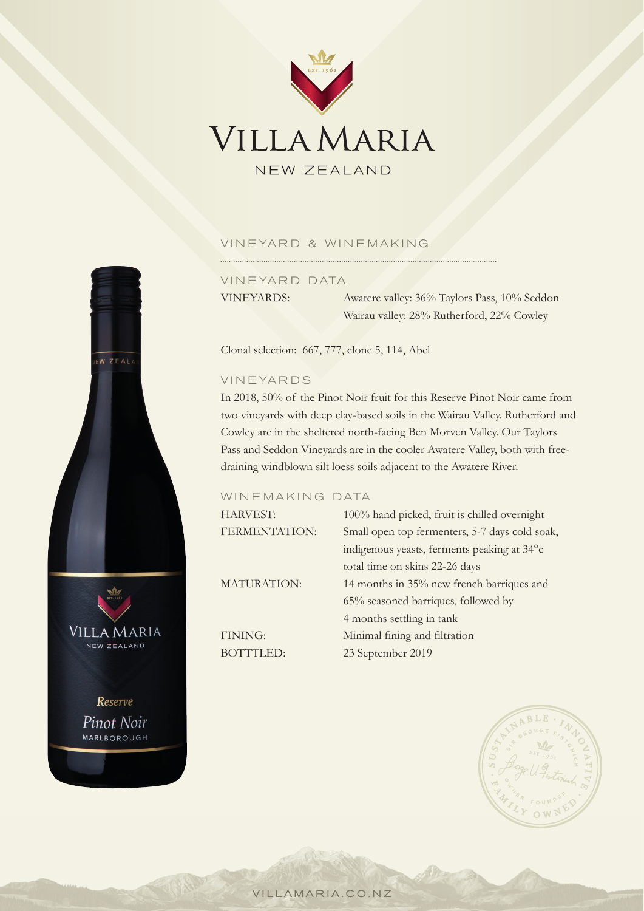# VILLA MARIA

NEW ZEALAND

## VINEYARD & WINEMAKING

### VINEYARD DATA

| | |
|---|---|
| VINEYARDS: | Awatere valley: 36% Taylors Pass, 10% Seddon<br>Wairau valley: 28% Rutherford, 22% Cowley |

Clonal selection: 667, 777, clone 5, 114, Abel

### VINEYARDS

In 2018, 50% of the Pinot Noir fruit for this Reserve Pinot Noir came from two vineyards with deep clay-based soils in the Wairau Valley. Rutherford and Cowley are in the sheltered north-facing Ben Morven Valley. Our Taylors Pass and Seddon Vineyards are in the cooler Awatere Valley, both with free-draining windblown silt loess soils adjacent to the Awatere River.

### WINEMAKING DATA

| | |
|---|---|
| HARVEST: | 100% hand picked, fruit is chilled overnight |
| FERMENTATION: | Small open top fermenters, 5-7 days cold soak, indigenous yeasts, ferments peaking at 34°c total time on skins 22-26 days |
| MATURATION: | 14 months in 35% new french barriques and 65% seasoned barriques, followed by 4 months settling in tank |
| FINING: | Minimal fining and filtration |
| BOTTTLED: | 23 September 2019 |

VILLAMARIA.CO.NZ